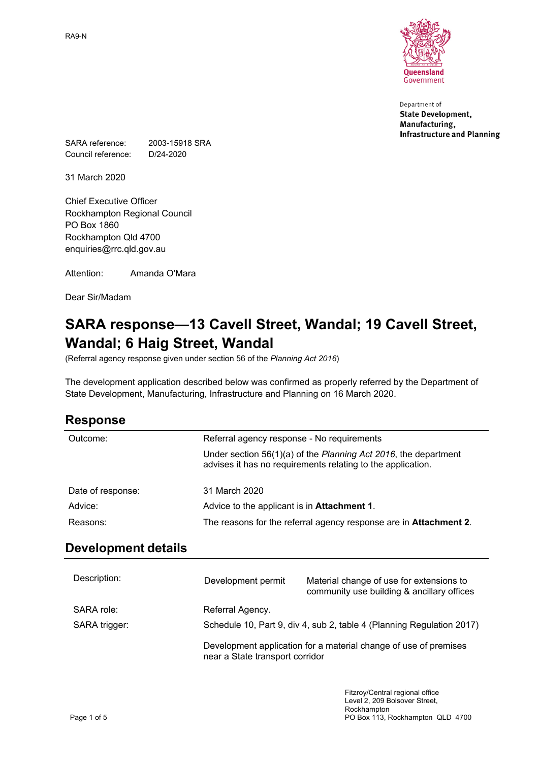RA9-N

Queensland Government

Department of
**State Development, Manufacturing, Infrastructure and Planning**

SARA reference: 2003-15918 SRA
Council reference: D/24-2020

31 March 2020

Chief Executive Officer
Rockhampton Regional Council
PO Box 1860
Rockhampton Qld 4700
enquiries@rrc.qld.gov.au

Attention: Amanda O'Mara

Dear Sir/Madam

# SARA response—13 Cavell Street, Wandal; 19 Cavell Street, Wandal; 6 Haig Street, Wandal

(Referral agency response given under section 56 of the *Planning Act 2016*)

The development application described below was confirmed as properly referred by the Department of State Development, Manufacturing, Infrastructure and Planning on 16 March 2020.

## Response

| | |
|---|---|
| Outcome: | Referral agency response - No requirements<br>Under section 56(1)(a) of the *Planning Act 2016*, the department advises it has no requirements relating to the application. |
| Date of response: | 31 March 2020 |
| Advice: | Advice to the applicant is in **Attachment 1**. |
| Reasons: | The reasons for the referral agency response are in **Attachment 2**. |

## Development details

| | | |
|---|---|---|
| Description: | Development permit | Material change of use for extensions to community use building & ancillary offices |
| SARA role: | Referral Agency. | |
| SARA trigger: | Schedule 10, Part 9, div 4, sub 2, table 4 (Planning Regulation 2017)<br>Development application for a material change of use of premises near a State transport corridor | |

Fitzroy/Central regional office
Level 2, 209 Bolsover Street,
Rockhampton
PO Box 113, Rockhampton QLD 4700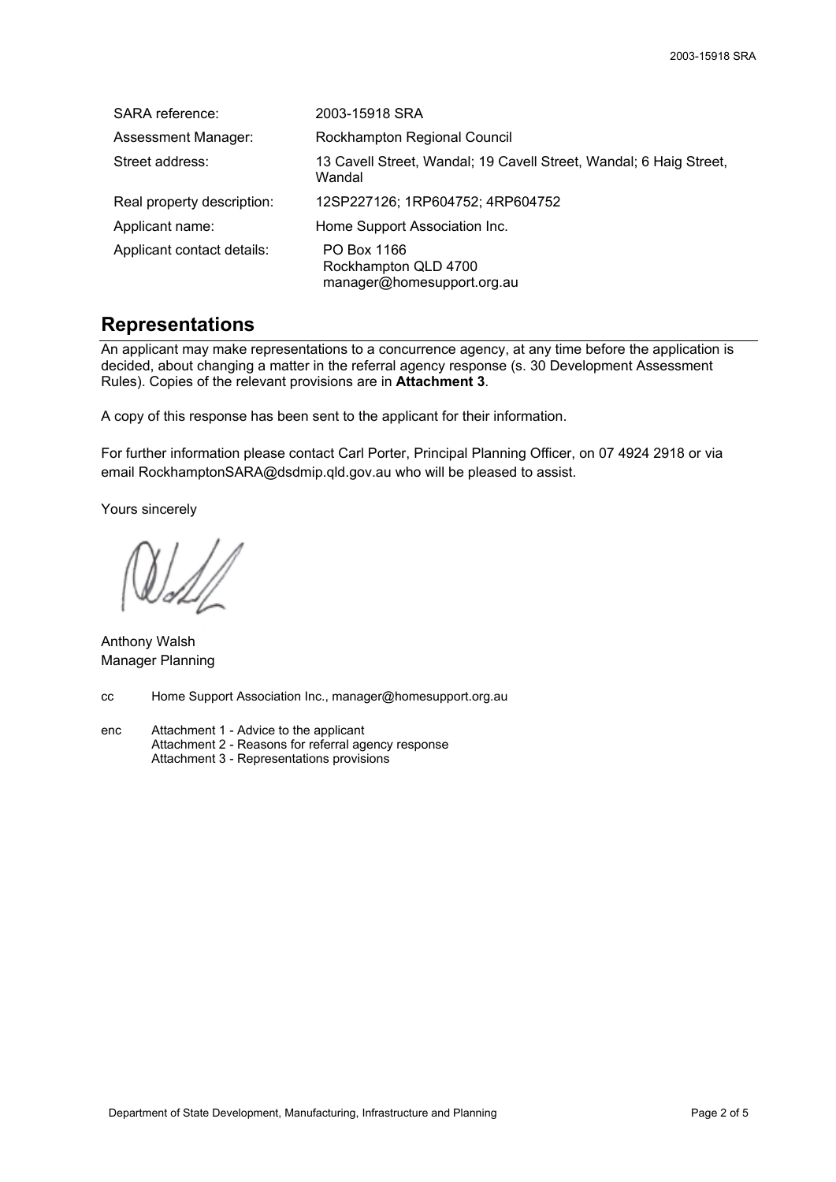| SARA reference: | 2003-15918 SRA |
|---|---|
| Assessment Manager: | Rockhampton Regional Council |
| Street address: | 13 Cavell Street, Wandal; 19 Cavell Street, Wandal; 6 Haig Street, Wandal |
| Real property description: | 12SP227126; 1RP604752; 4RP604752 |
| Applicant name: | Home Support Association Inc. |
| Applicant contact details: | PO Box 1166<br>Rockhampton QLD 4700<br>manager@homesupport.org.au |

## Representations

An applicant may make representations to a concurrence agency, at any time before the application is decided, about changing a matter in the referral agency response (s. 30 Development Assessment Rules). Copies of the relevant provisions are in **Attachment 3**.

A copy of this response has been sent to the applicant for their information.

For further information please contact Carl Porter, Principal Planning Officer, on 07 4924 2918 or via email RockhamptonSARA@dsdmip.qld.gov.au who will be pleased to assist.

Yours sincerely

Anthony Walsh
Manager Planning

cc Home Support Association Inc., manager@homesupport.org.au

enc Attachment 1 - Advice to the applicant
Attachment 2 - Reasons for referral agency response
Attachment 3 - Representations provisions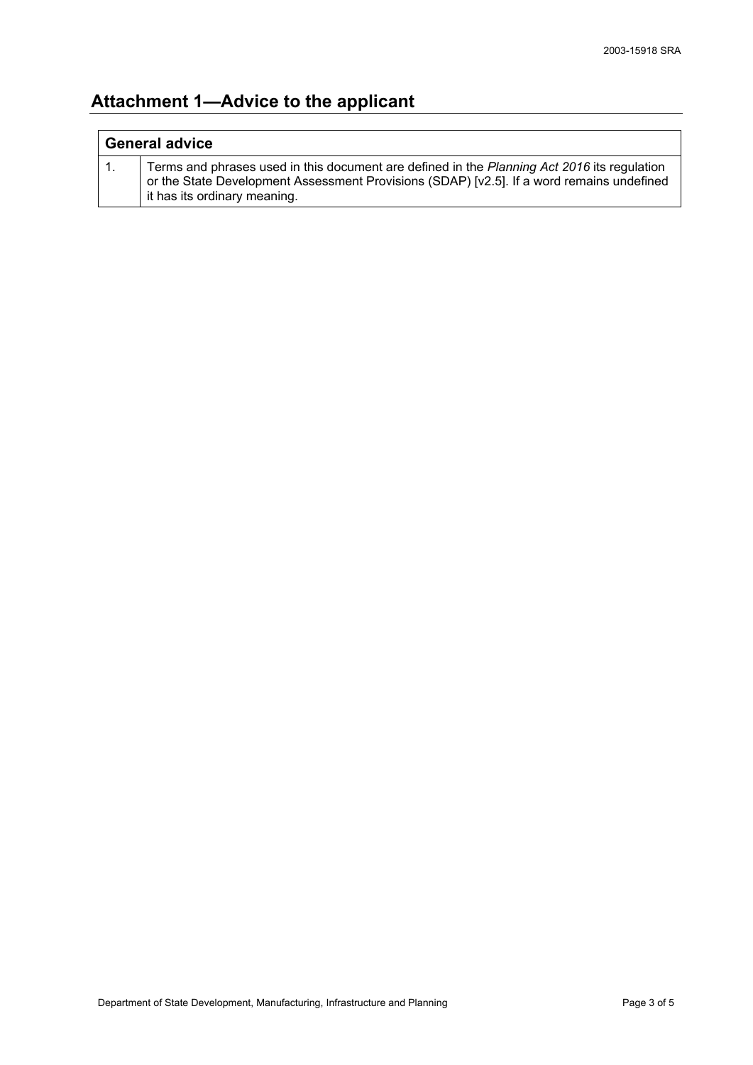# Attachment 1—Advice to the applicant

| General advice | |
|---|---|
| 1. | Terms and phrases used in this document are defined in the *Planning Act 2016* its regulation or the State Development Assessment Provisions (SDAP) [v2.5]. If a word remains undefined it has its ordinary meaning. |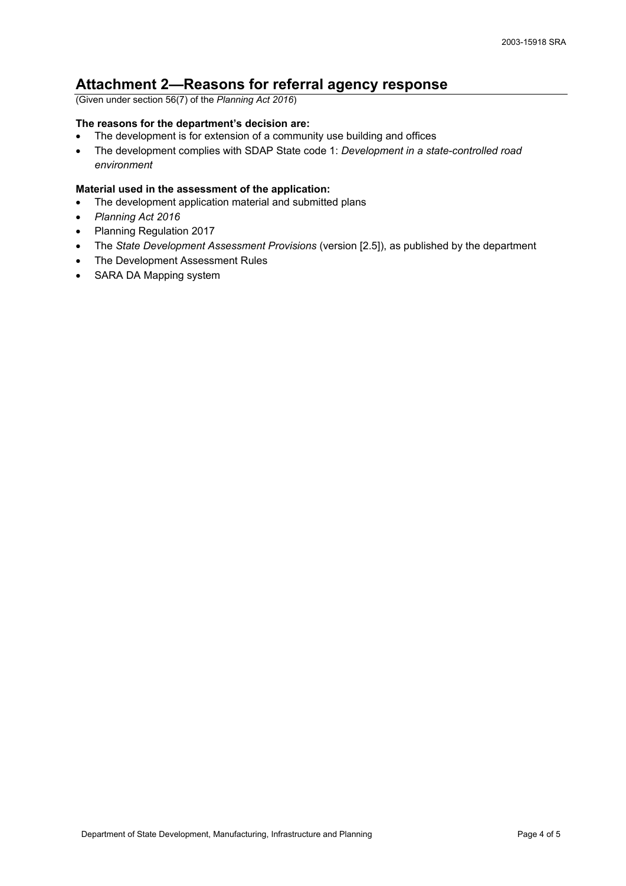# Attachment 2—Reasons for referral agency response

(Given under section 56(7) of the *Planning Act 2016*)

**The reasons for the department's decision are:**

- The development is for extension of a community use building and offices
- The development complies with SDAP State code 1: *Development in a state-controlled road environment*

**Material used in the assessment of the application:**

- The development application material and submitted plans
- *Planning Act 2016*
- Planning Regulation 2017
- The *State Development Assessment Provisions* (version [2.5]), as published by the department
- The Development Assessment Rules
- SARA DA Mapping system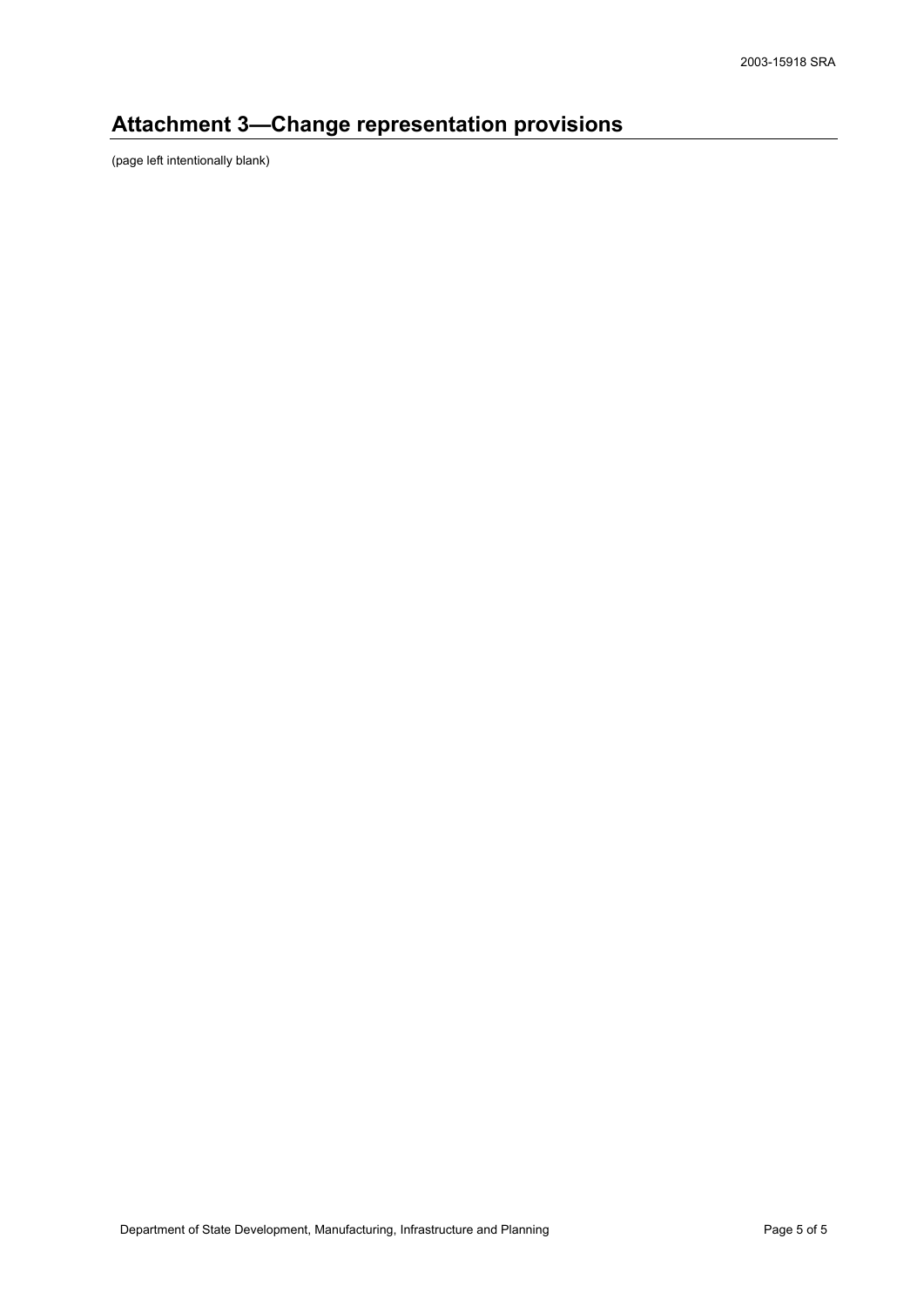# Attachment 3—Change representation provisions

(page left intentionally blank)